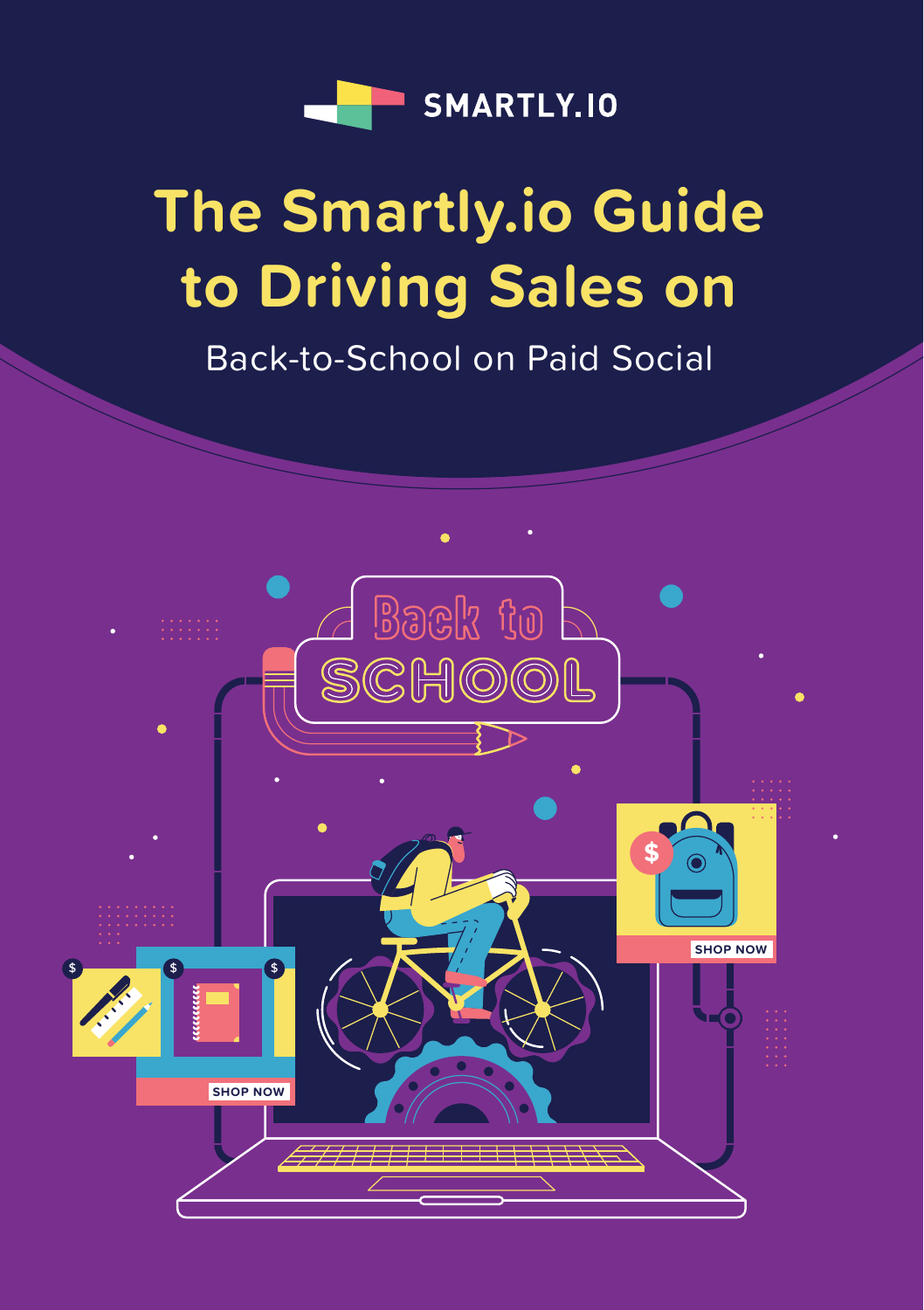SMARTLY.IO

# The Smartly.io Guide to Driving Sales on

Back-to-School on Paid Social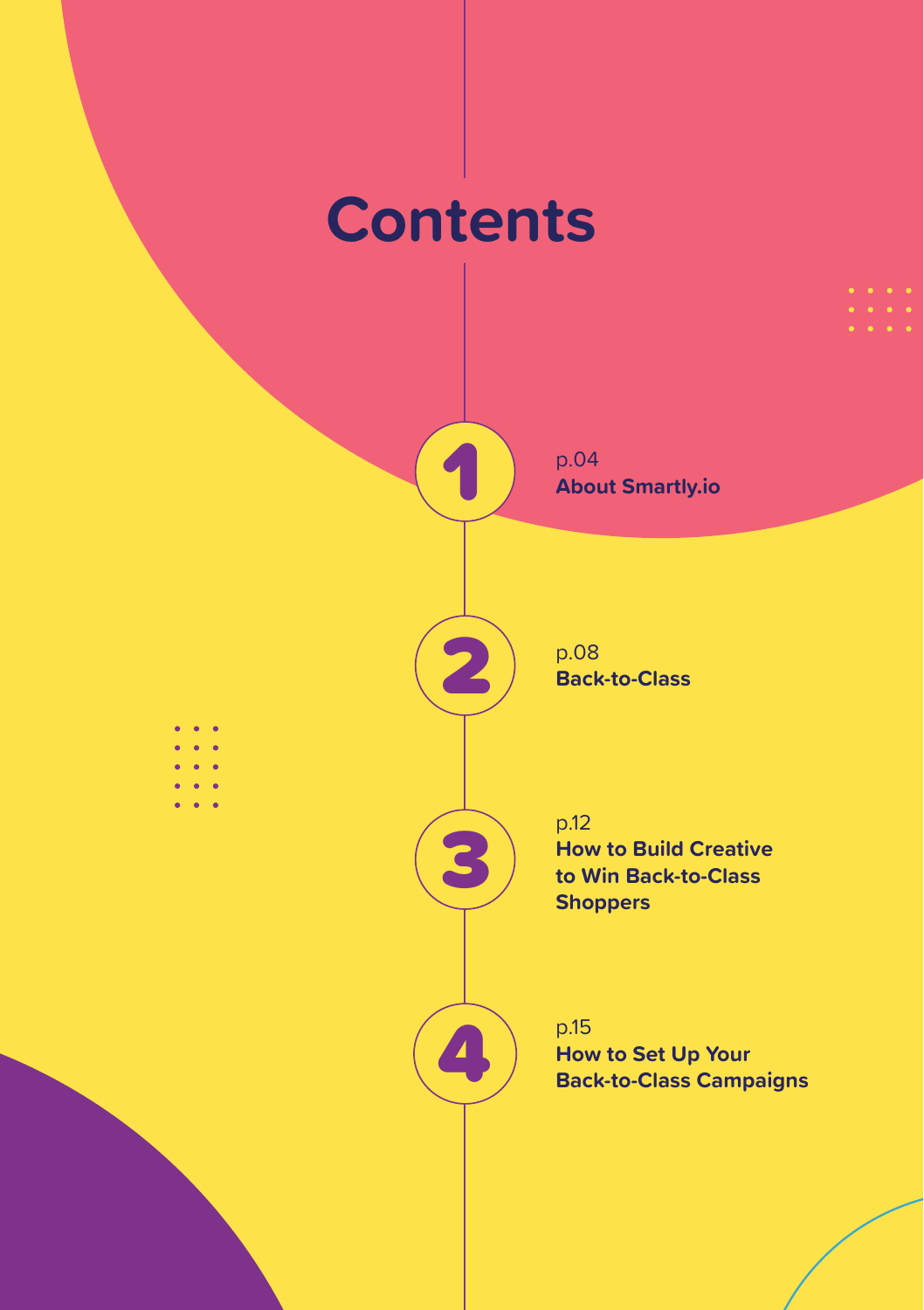# Contents

1. p.04 **About Smartly.io**

2. p.08 **Back-to-Class**

3. p.12 **How to Build Creative to Win Back-to-Class Shoppers**

4. p.15 **How to Set Up Your Back-to-Class Campaigns**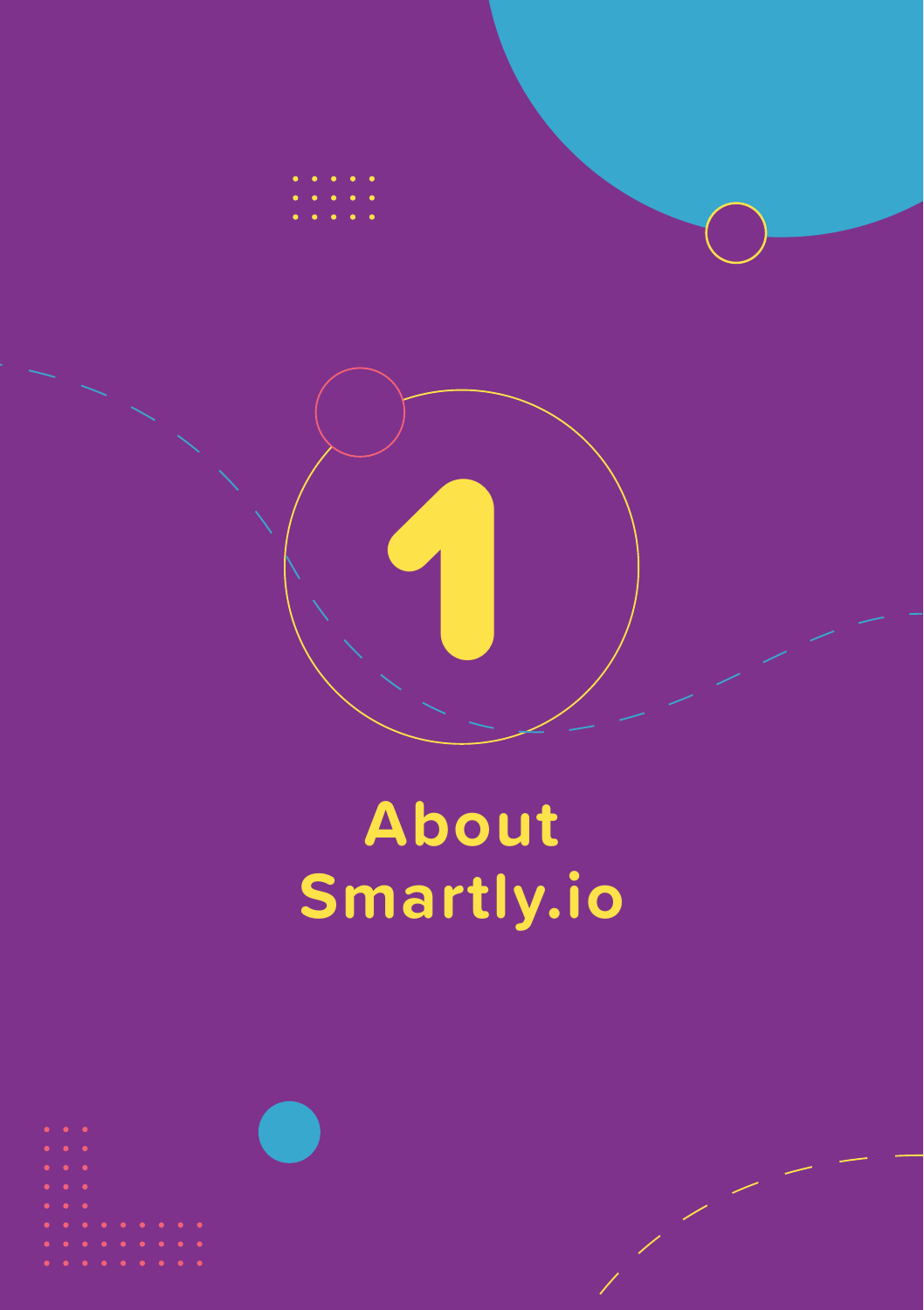# 1

# About Smartly.io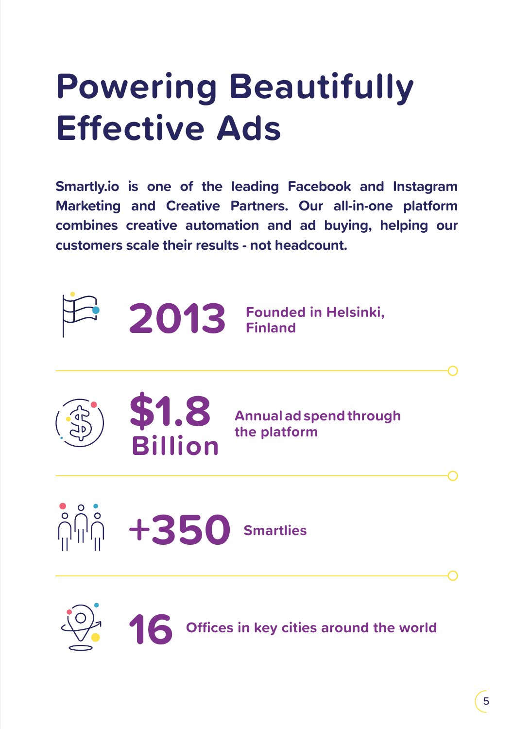# Powering Beautifully Effective Ads

**Smartly.io is one of the leading Facebook and Instagram Marketing and Creative Partners. Our all-in-one platform combines creative automation and ad buying, helping our customers scale their results - not headcount.**

**2013** Founded in Helsinki, Finland

**$1.8 Billion** Annual ad spend through the platform

**+350** Smartlies

**16** Offices in key cities around the world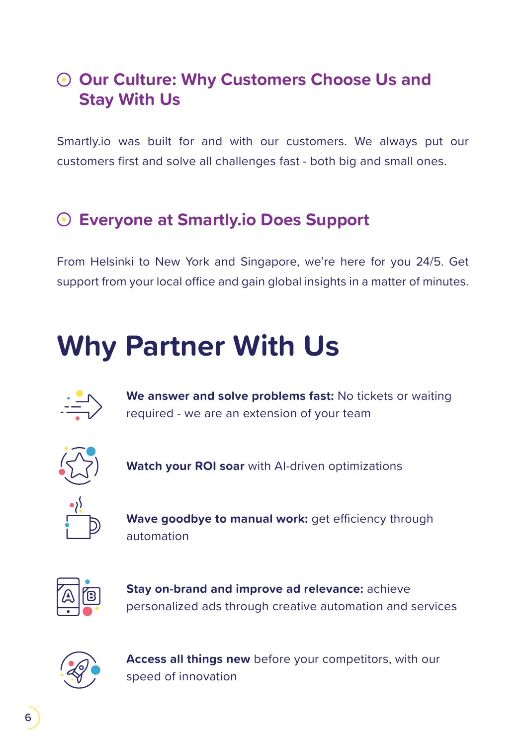## Our Culture: Why Customers Choose Us and Stay With Us

Smartly.io was built for and with our customers. We always put our customers first and solve all challenges fast - both big and small ones.

## Everyone at Smartly.io Does Support

From Helsinki to New York and Singapore, we're here for you 24/5. Get support from your local office and gain global insights in a matter of minutes.

# Why Partner With Us

**We answer and solve problems fast:** No tickets or waiting required - we are an extension of your team

**Watch your ROI soar** with AI-driven optimizations

**Wave goodbye to manual work:** get efficiency through automation

**Stay on-brand and improve ad relevance:** achieve personalized ads through creative automation and services

**Access all things new** before your competitors, with our speed of innovation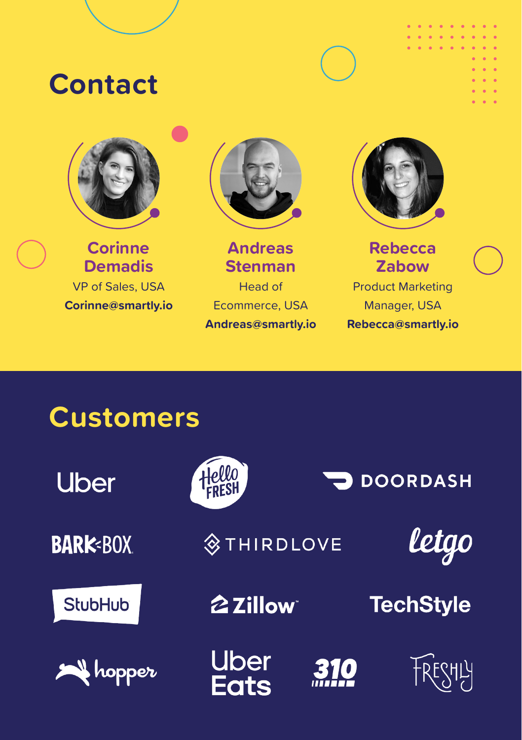## Contact

**Corinne Demadis**
VP of Sales, USA
**Corinne@smartly.io**

**Andreas Stenman**
Head of Ecommerce, USA
**Andreas@smartly.io**

**Rebecca Zabow**
Product Marketing Manager, USA
**Rebecca@smartly.io**

## Customers

Uber

Hello Fresh

DoorDash

BarkBox

ThirdLove

letgo

StubHub

Zillow

TechStyle

hopper

Uber Eats

310

Freshly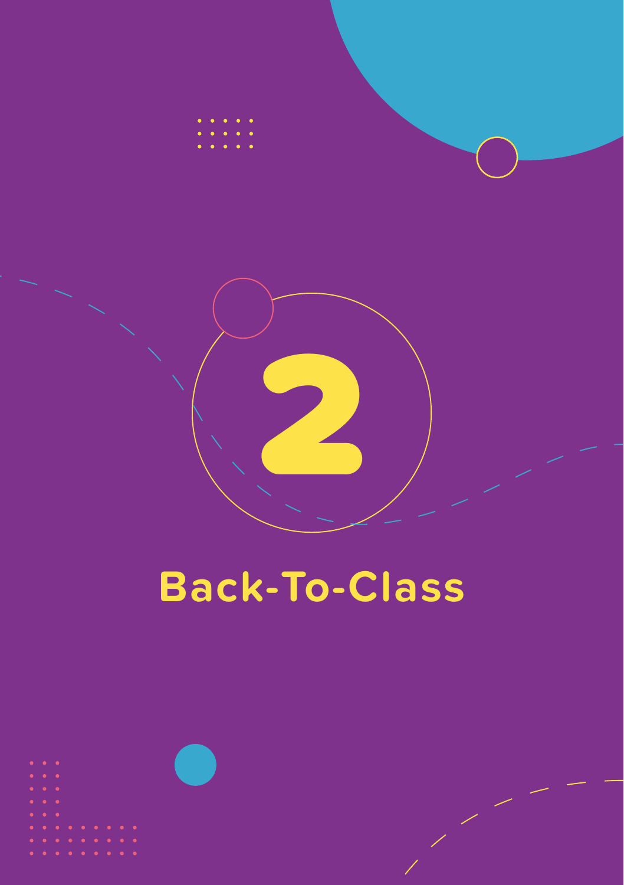# 2

# Back-To-Class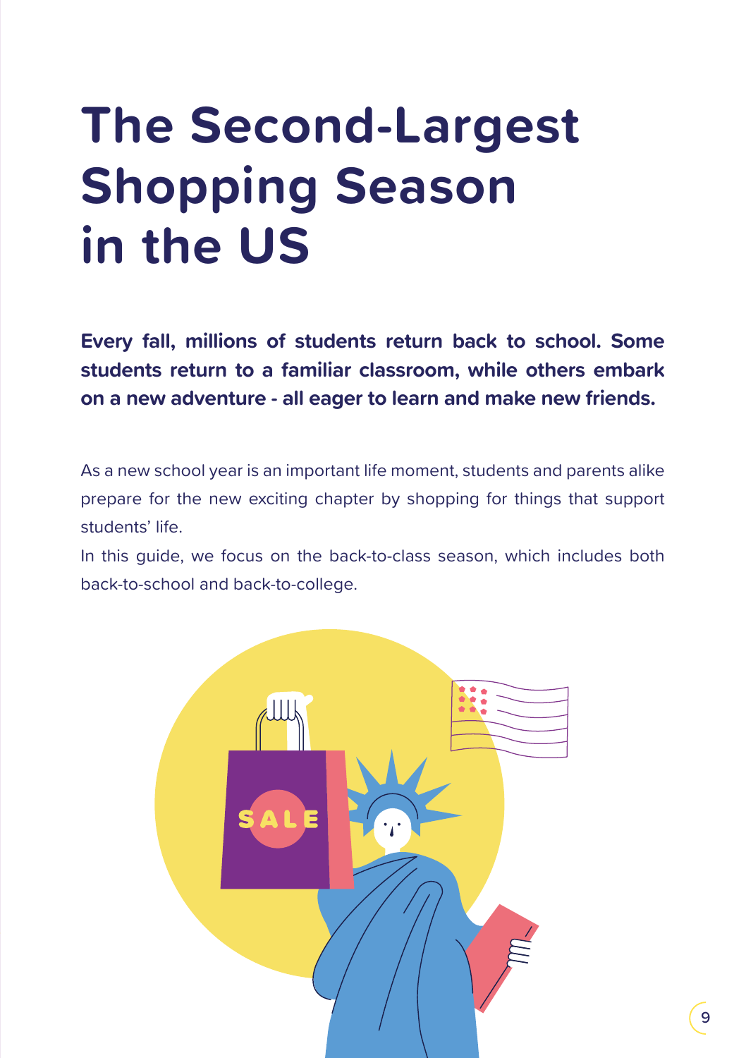# The Second-Largest Shopping Season in the US

**Every fall, millions of students return back to school. Some students return to a familiar classroom, while others embark on a new adventure - all eager to learn and make new friends.**

As a new school year is an important life moment, students and parents alike prepare for the new exciting chapter by shopping for things that support students' life.

In this guide, we focus on the back-to-class season, which includes both back-to-school and back-to-college.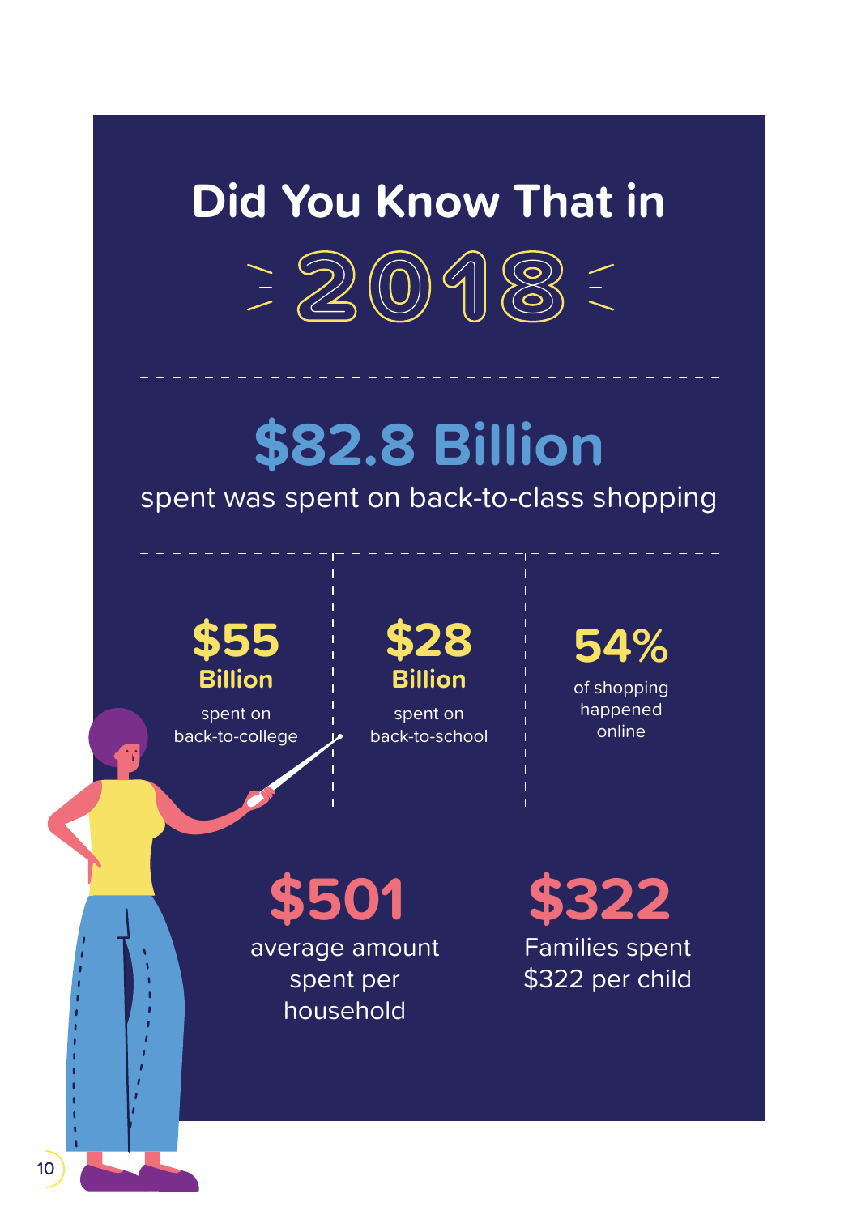# Did You Know That in 2018

**$82.8 Billion**

spent was spent on back-to-class shopping

**$55 Billion**

spent on back-to-college

**$28 Billion**

spent on back-to-school

**54%**

of shopping happened online

**$501**

average amount spent per household

**$322**

Families spent $322 per child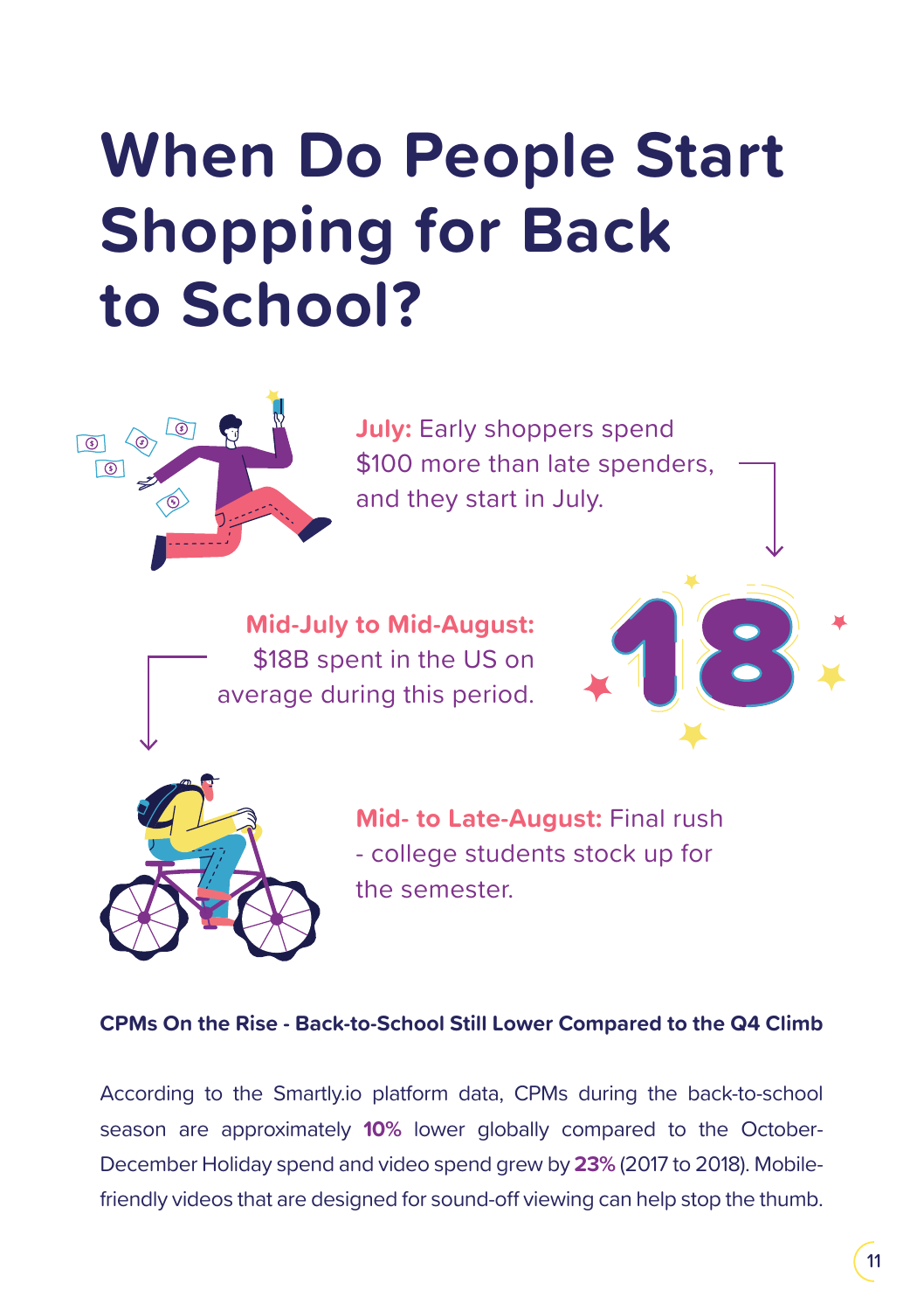# When Do People Start Shopping for Back to School?

**July:** Early shoppers spend $100 more than late spenders, and they start in July.

**Mid-July to Mid-August:** $18B spent in the US on average during this period.

18

**Mid- to Late-August:** Final rush - college students stock up for the semester.

**CPMs On the Rise - Back-to-School Still Lower Compared to the Q4 Climb**

According to the Smartly.io platform data, CPMs during the back-to-school season are approximately **10%** lower globally compared to the October-December Holiday spend and video spend grew by **23%** (2017 to 2018). Mobile-friendly videos that are designed for sound-off viewing can help stop the thumb.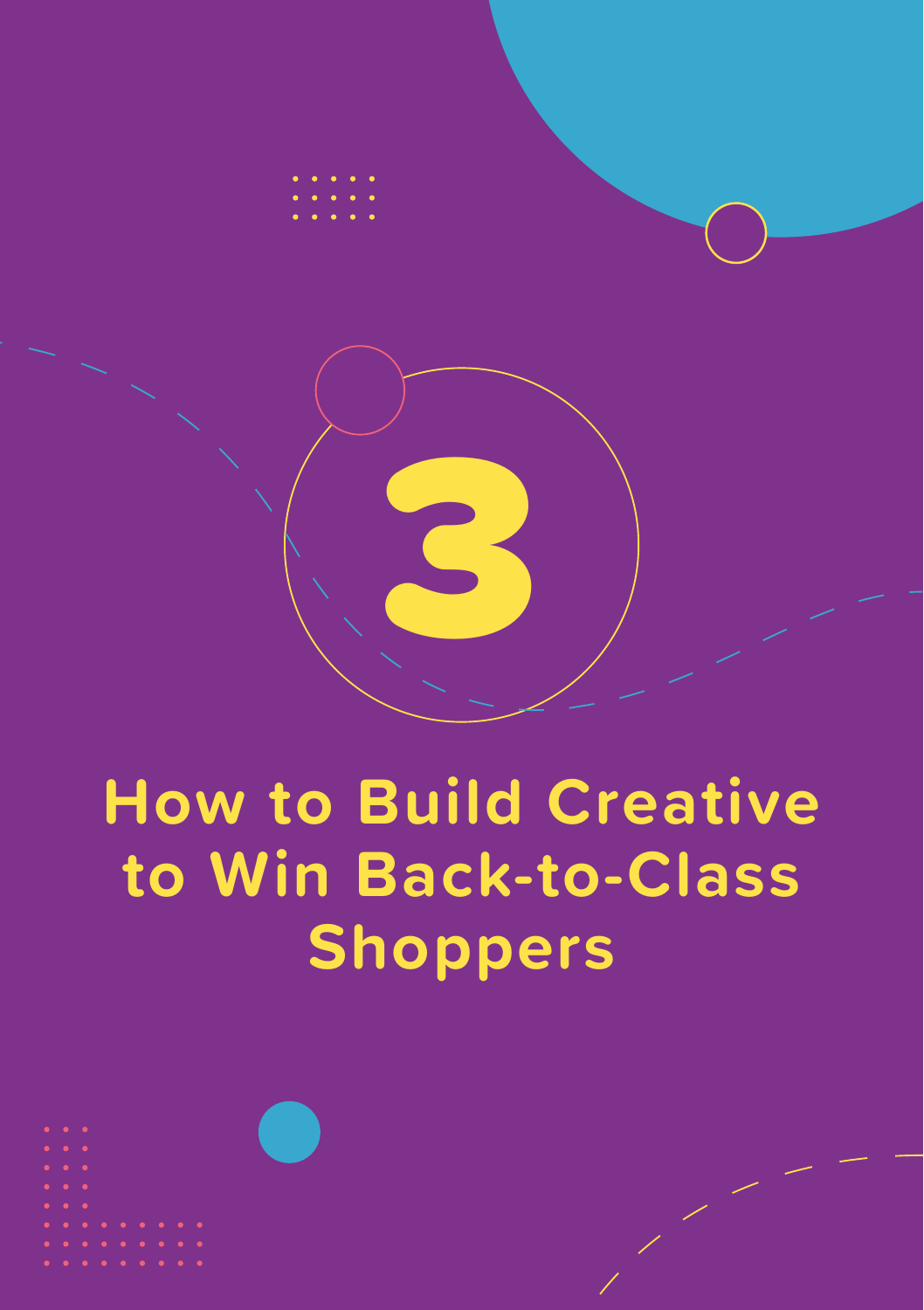# 3

# How to Build Creative to Win Back-to-Class Shoppers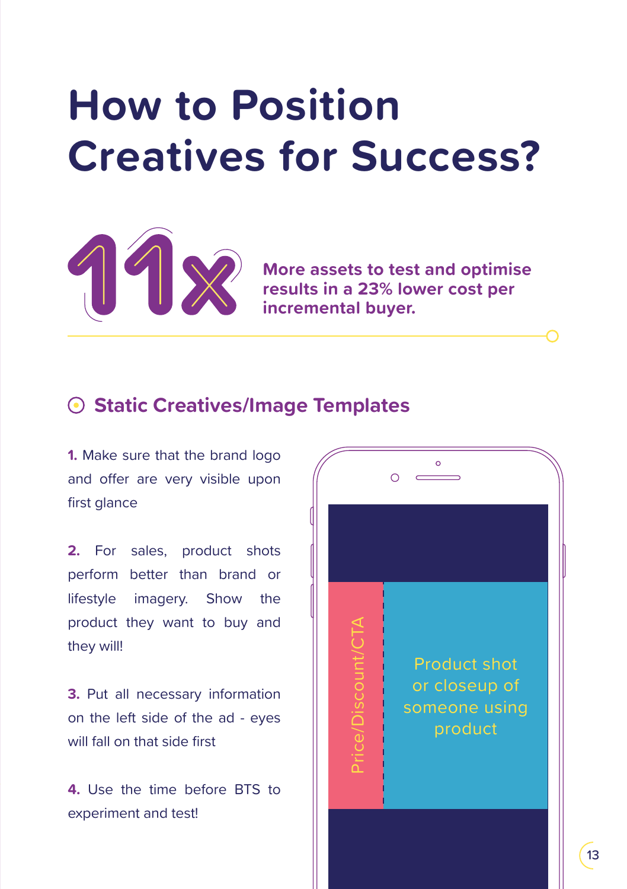# How to Position Creatives for Success?

**11x**

**More assets to test and optimise results in a 23% lower cost per incremental buyer.**

## Static Creatives/Image Templates

**1.** Make sure that the brand logo and offer are very visible upon first glance

**2.** For sales, product shots perform better than brand or lifestyle imagery. Show the product they want to buy and they will!

**3.** Put all necessary information on the left side of the ad - eyes will fall on that side first

**4.** Use the time before BTS to experiment and test!

Price/Discount/CTA

Product shot or closeup of someone using product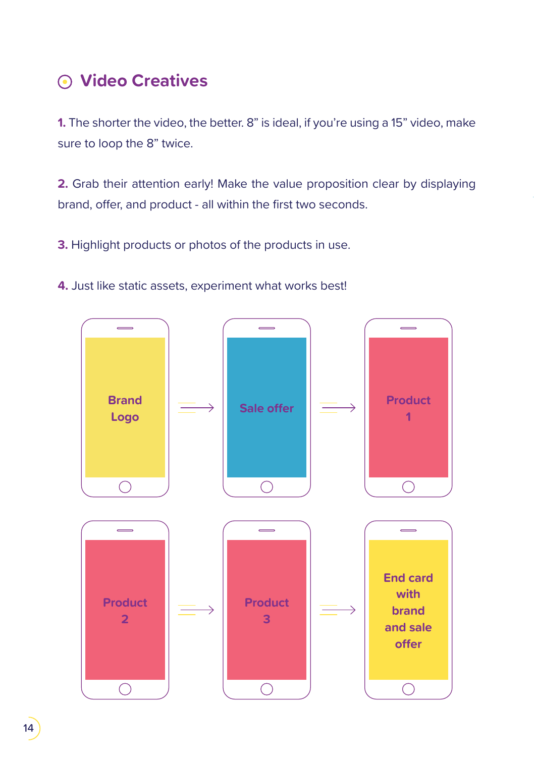## Video Creatives

**1.** The shorter the video, the better. 8” is ideal, if you’re using a 15” video, make sure to loop the 8” twice.

**2.** Grab their attention early! Make the value proposition clear by displaying brand, offer, and product - all within the first two seconds.

**3.** Highlight products or photos of the products in use.

**4.** Just like static assets, experiment what works best!

Brand Logo → Sale offer → Product 1

Product 2 → Product 3 → End card with brand and sale offer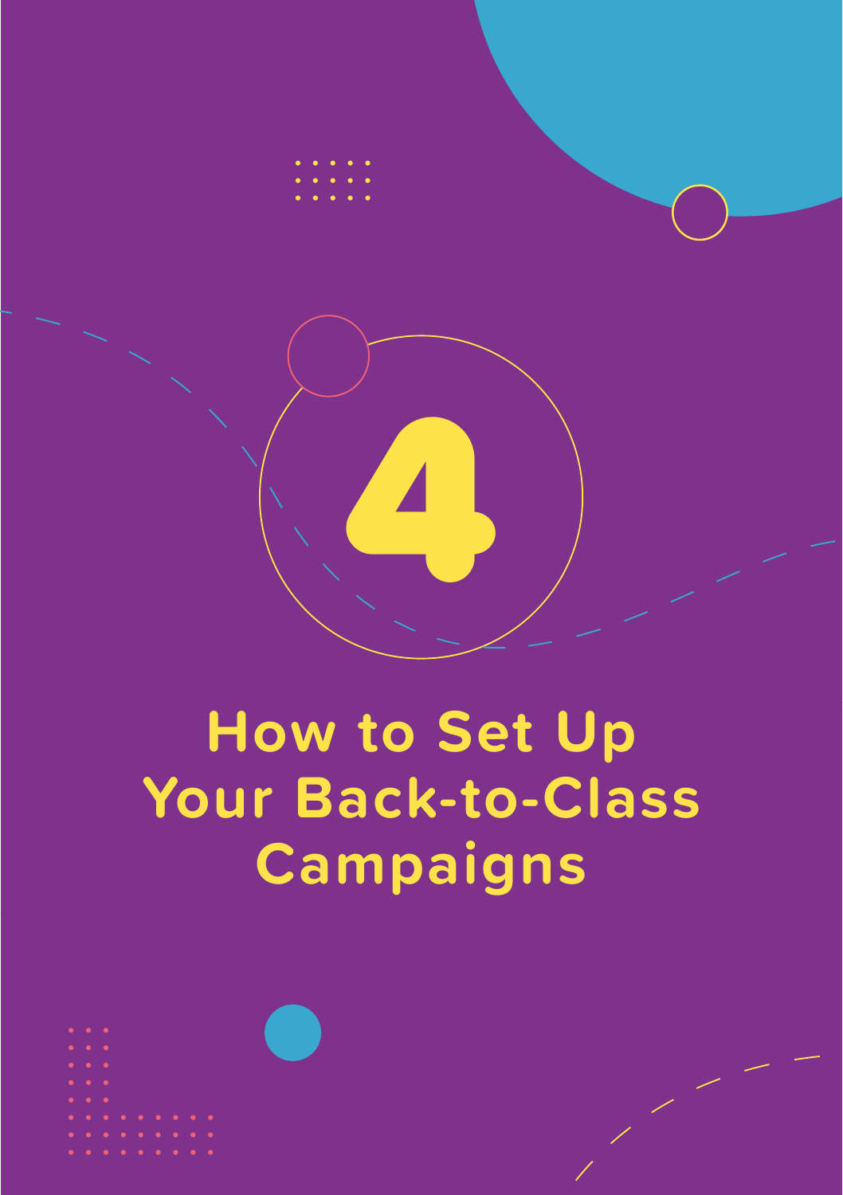# 4

# How to Set Up Your Back-to-Class Campaigns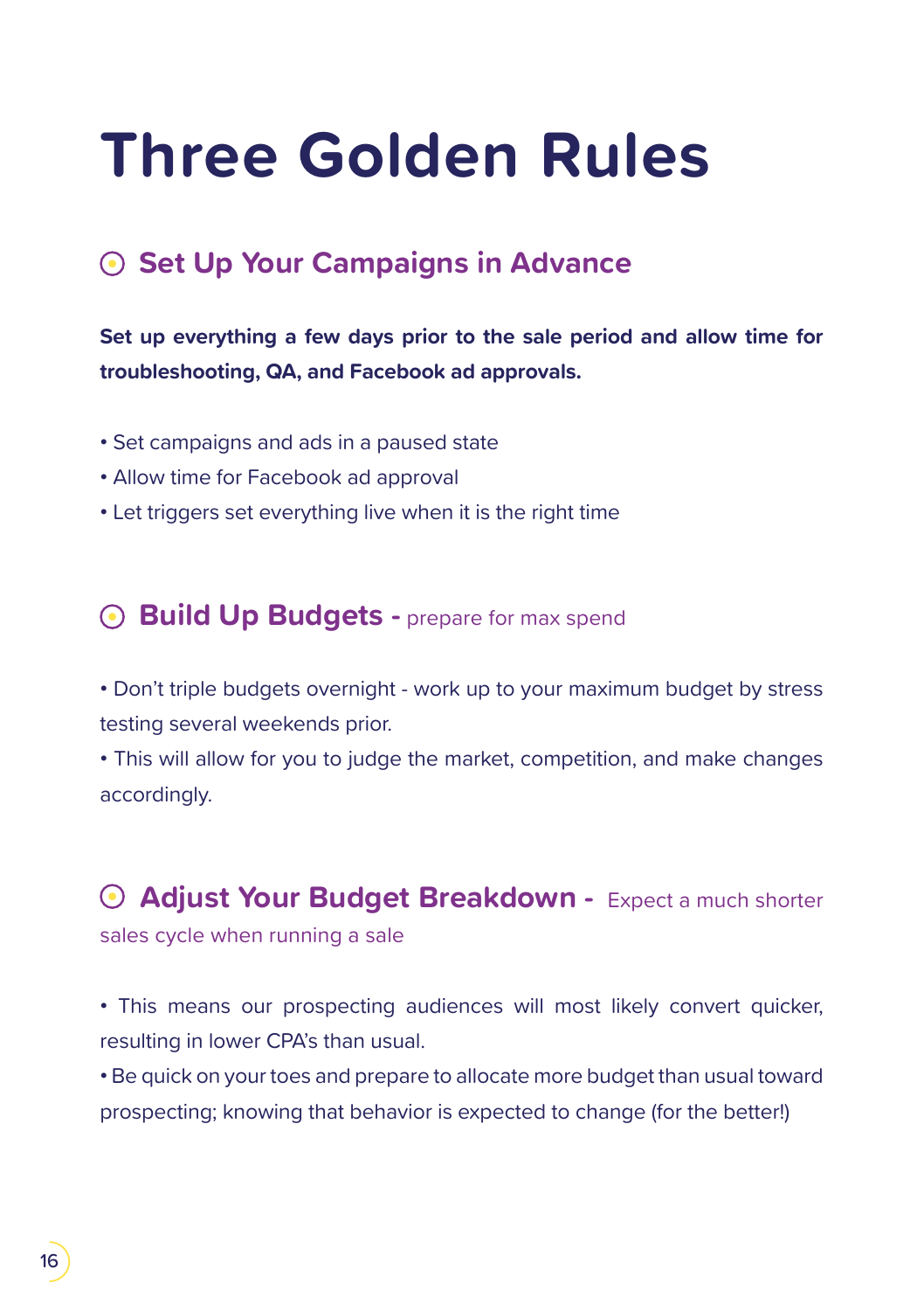# Three Golden Rules

## Set Up Your Campaigns in Advance

**Set up everything a few days prior to the sale period and allow time for troubleshooting, QA, and Facebook ad approvals.**

- Set campaigns and ads in a paused state
- Allow time for Facebook ad approval
- Let triggers set everything live when it is the right time

## Build Up Budgets - prepare for max spend

- Don't triple budgets overnight - work up to your maximum budget by stress testing several weekends prior.
- This will allow for you to judge the market, competition, and make changes accordingly.

## Adjust Your Budget Breakdown - Expect a much shorter sales cycle when running a sale

- This means our prospecting audiences will most likely convert quicker, resulting in lower CPA's than usual.
- Be quick on your toes and prepare to allocate more budget than usual toward prospecting; knowing that behavior is expected to change (for the better!)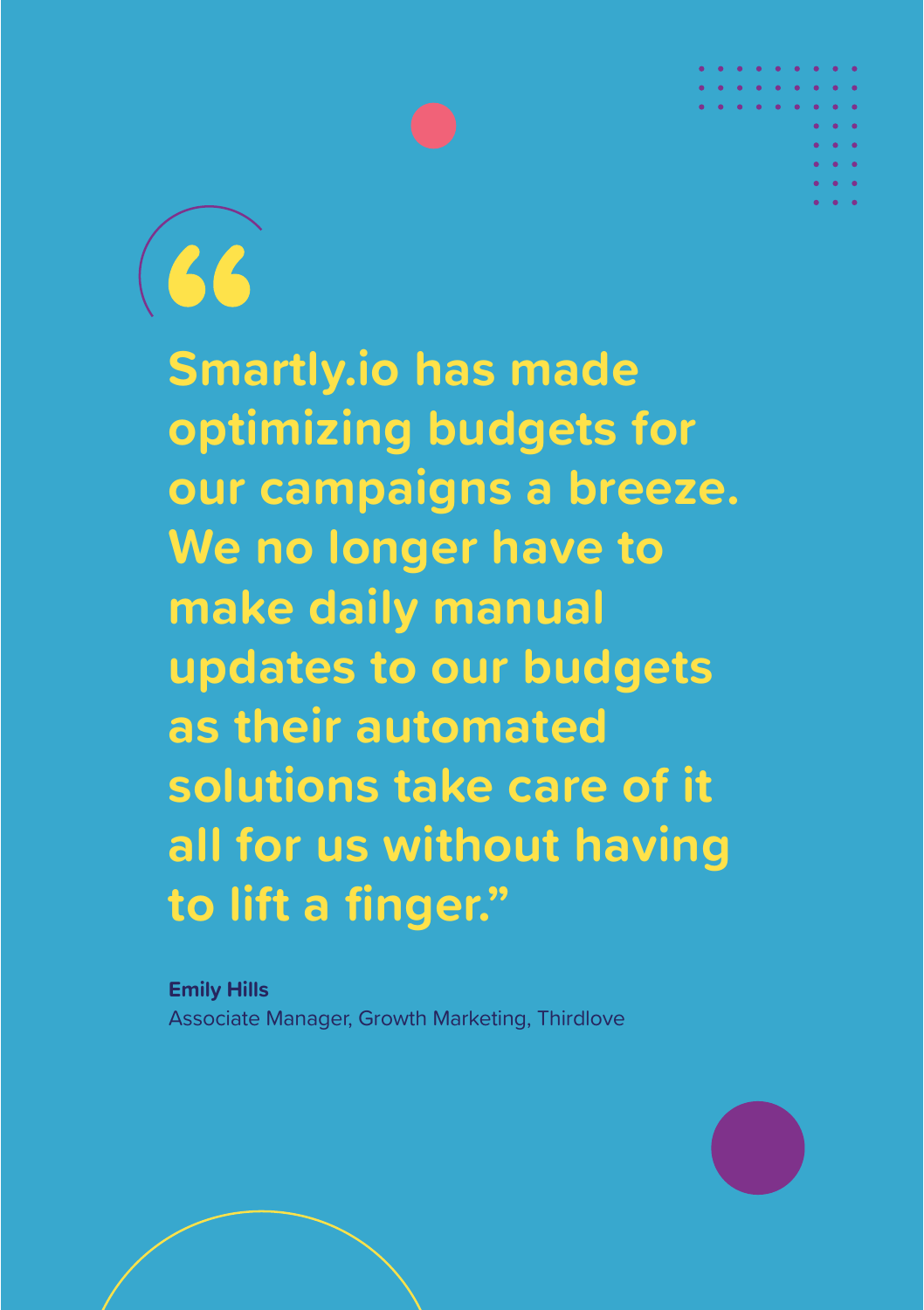> “Smartly.io has made optimizing budgets for our campaigns a breeze. We no longer have to make daily manual updates to our budgets as their automated solutions take care of it all for us without having to lift a finger.”

**Emily Hills**
Associate Manager, Growth Marketing, Thirdlove